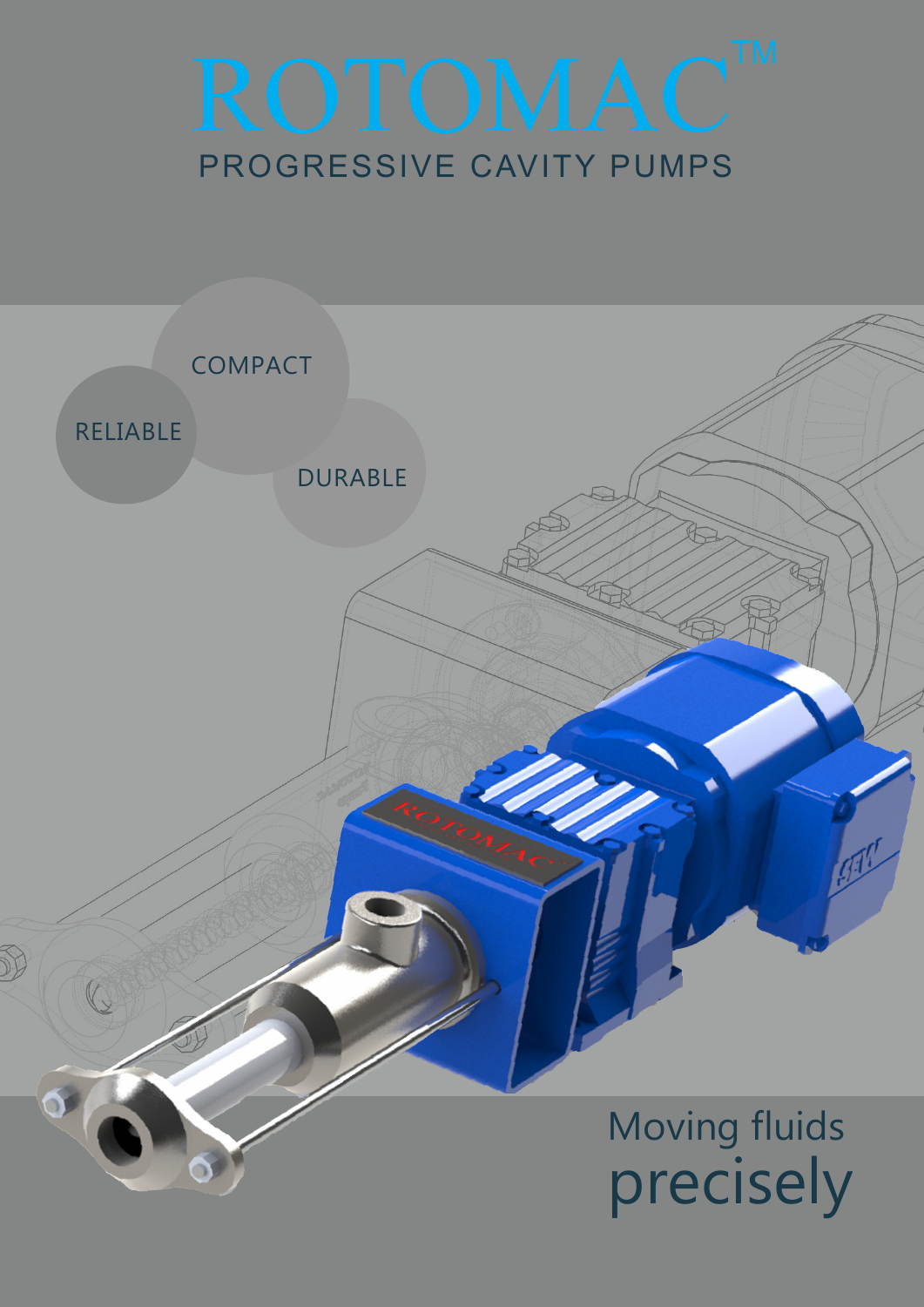# ROTOMAC™

## PROGRESSIVE CAVITY PUMPS

COMPACT

RELIABLE

DURABLE

Moving fluids
precisely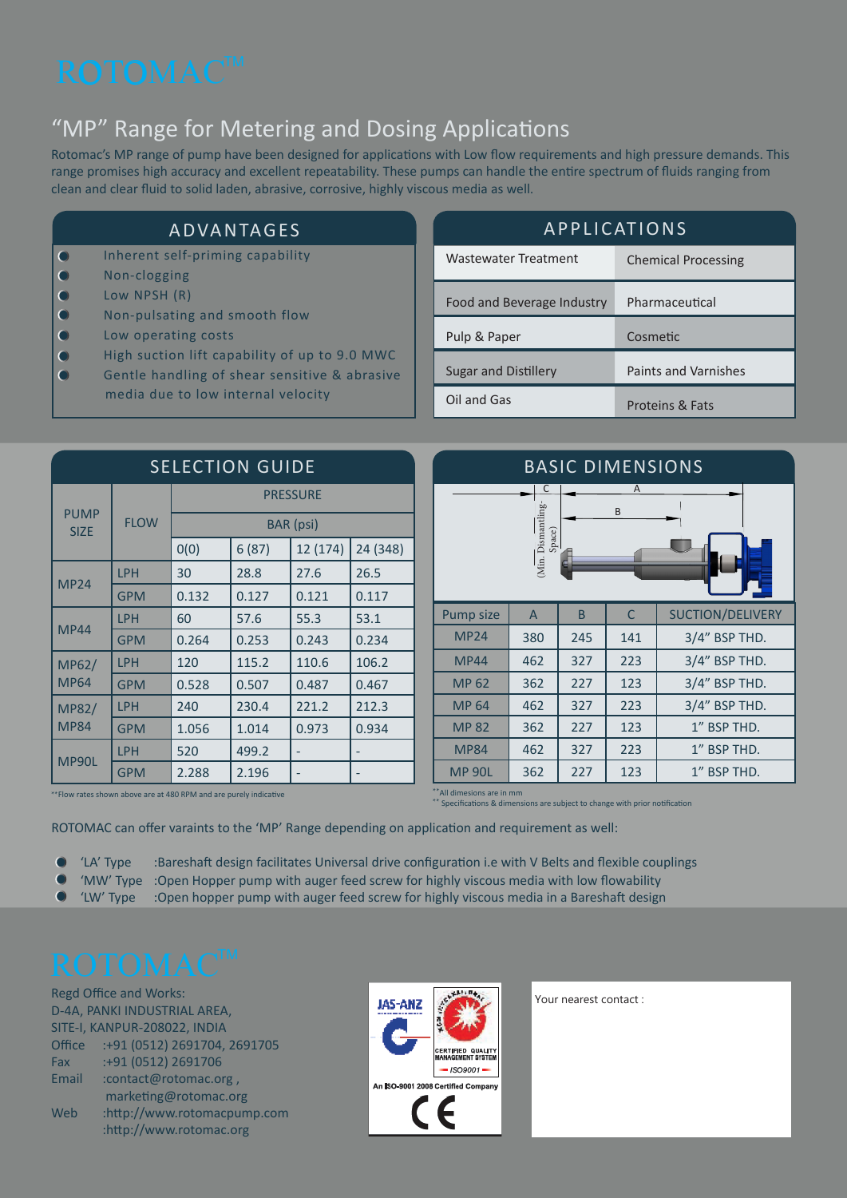# ROTOMAC™

## "MP" Range for Metering and Dosing Applications

Rotomac's MP range of pump have been designed for applications with Low flow requirements and high pressure demands. This range promises high accuracy and excellent repeatability. These pumps can handle the entire spectrum of fluids ranging from clean and clear fluid to solid laden, abrasive, corrosive, highly viscous media as well.

### ADVANTAGES

- Inherent self-priming capability
- Non-clogging
- Low NPSH (R)
- Non-pulsating and smooth flow
- Low operating costs
- High suction lift capability of up to 9.0 MWC
- Gentle handling of shear sensitive & abrasive media due to low internal velocity

### APPLICATIONS

| | |
|---|---|
| Wastewater Treatment | Chemical Processing |
| Food and Beverage Industry | Pharmaceutical |
| Pulp & Paper | Cosmetic |
| Sugar and Distillery | Paints and Varnishes |
| Oil and Gas | Proteins & Fats |

### SELECTION GUIDE

| PUMP SIZE | FLOW | PRESSURE BAR (psi) | | | |
|---|---|---|---|---|---|
| | | 0(0) | 6 (87) | 12 (174) | 24 (348) |
| MP24 | LPH | 30 | 28.8 | 27.6 | 26.5 |
| | GPM | 0.132 | 0.127 | 0.121 | 0.117 |
| MP44 | LPH | 60 | 57.6 | 55.3 | 53.1 |
| | GPM | 0.264 | 0.253 | 0.243 | 0.234 |
| MP62/ MP64 | LPH | 120 | 115.2 | 110.6 | 106.2 |
| | GPM | 0.528 | 0.507 | 0.487 | 0.467 |
| MP82/ MP84 | LPH | 240 | 230.4 | 221.2 | 212.3 |
| | GPM | 1.056 | 1.014 | 0.973 | 0.934 |
| MP90L | LPH | 520 | 499.2 | - | - |
| | GPM | 2.288 | 2.196 | - | - |

**Flow rates shown above are at 480 RPM and are purely indicative

### BASIC DIMENSIONS

C
A
B
(Min. Dismantling-Space)

| Pump size | A | B | C | SUCTION/DELIVERY |
|---|---|---|---|---|
| MP24 | 380 | 245 | 141 | 3/4" BSP THD. |
| MP44 | 462 | 327 | 223 | 3/4" BSP THD. |
| MP 62 | 362 | 227 | 123 | 3/4" BSP THD. |
| MP 64 | 462 | 327 | 223 | 3/4" BSP THD. |
| MP 82 | 362 | 227 | 123 | 1" BSP THD. |
| MP84 | 462 | 327 | 223 | 1" BSP THD. |
| MP 90L | 362 | 227 | 123 | 1" BSP THD. |

**All dimensions are in mm
** Specifications & dimensions are subject to change with prior notification

ROTOMAC can offer varaints to the 'MP' Range depending on application and requirement as well:

- 'LA' Type :Bareshaft design facilitates Universal drive configuration i.e with V Belts and flexible couplings
- 'MW' Type :Open Hopper pump with auger feed screw for highly viscous media with low flowability
- 'LW' Type :Open hopper pump with auger feed screw for highly viscous media in a Bareshaft design

# ROTOMAC™

Regd Office and Works:
D-4A, PANKI INDUSTRIAL AREA,
SITE-I, KANPUR-208022, INDIA
Office :+91 (0512) 2691704, 2691705
Fax :+91 (0512) 2691706
Email :contact@rotomac.org , marketing@rotomac.org
Web :http://www.rotomacpump.com
:http://www.rotomac.org

JAS-ANZ
CERTIFIED QUALITY MANAGEMENT SYSTEM ISO9001
An ISO-9001 2008 Certified Company
CE

Your nearest contact :